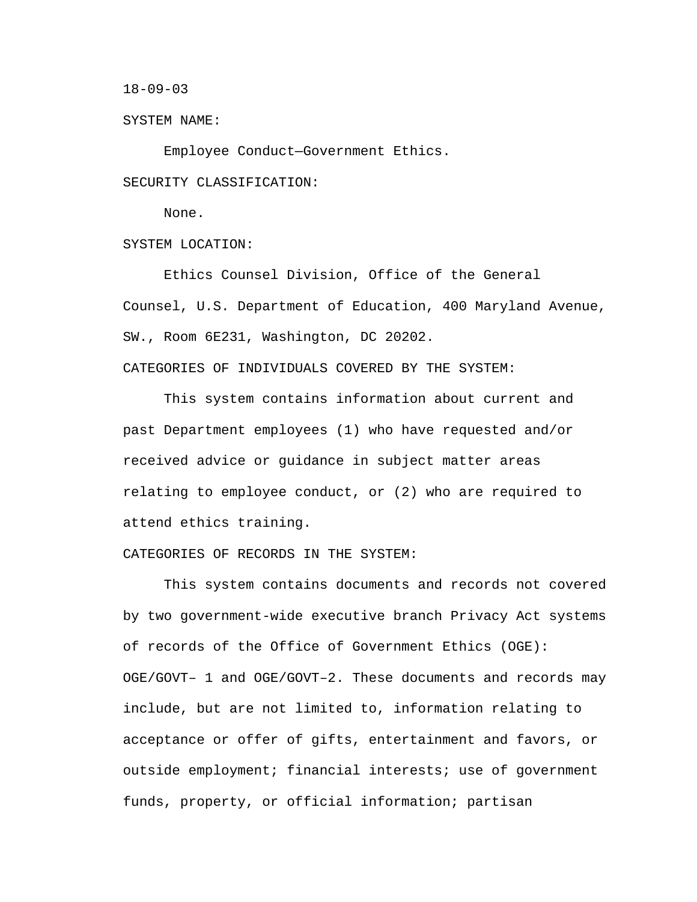18-09-03

SYSTEM NAME:

Employee Conduct—Government Ethics.

SECURITY CLASSIFICATION:

None.

SYSTEM LOCATION:

Ethics Counsel Division, Office of the General Counsel, U.S. Department of Education, 400 Maryland Avenue, SW., Room 6E231, Washington, DC 20202.

CATEGORIES OF INDIVIDUALS COVERED BY THE SYSTEM:

This system contains information about current and past Department employees (1) who have requested and/or received advice or guidance in subject matter areas relating to employee conduct, or (2) who are required to attend ethics training.

CATEGORIES OF RECORDS IN THE SYSTEM:

This system contains documents and records not covered by two government-wide executive branch Privacy Act systems of records of the Office of Government Ethics (OGE): OGE/GOVT– 1 and OGE/GOVT–2. These documents and records may include, but are not limited to, information relating to acceptance or offer of gifts, entertainment and favors, or outside employment; financial interests; use of government funds, property, or official information; partisan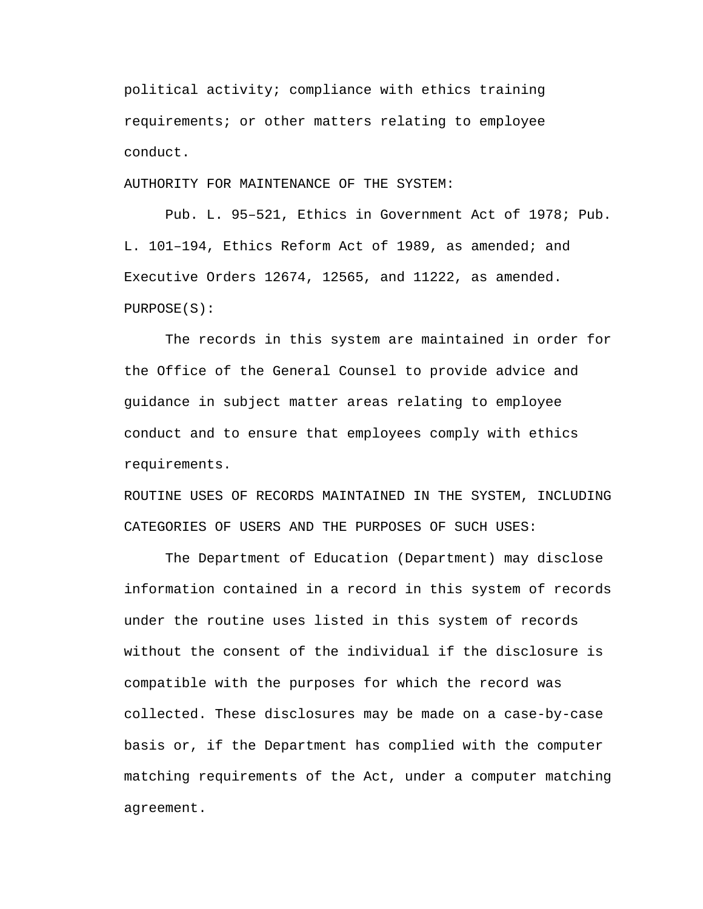political activity; compliance with ethics training requirements; or other matters relating to employee conduct.

AUTHORITY FOR MAINTENANCE OF THE SYSTEM:

Pub. L. 95–521, Ethics in Government Act of 1978; Pub. L. 101–194, Ethics Reform Act of 1989, as amended; and Executive Orders 12674, 12565, and 11222, as amended.

PURPOSE(S):

The records in this system are maintained in order for the Office of the General Counsel to provide advice and guidance in subject matter areas relating to employee conduct and to ensure that employees comply with ethics requirements.

ROUTINE USES OF RECORDS MAINTAINED IN THE SYSTEM, INCLUDING CATEGORIES OF USERS AND THE PURPOSES OF SUCH USES:

The Department of Education (Department) may disclose information contained in a record in this system of records under the routine uses listed in this system of records without the consent of the individual if the disclosure is compatible with the purposes for which the record was collected. These disclosures may be made on a case-by-case basis or, if the Department has complied with the computer matching requirements of the Act, under a computer matching agreement.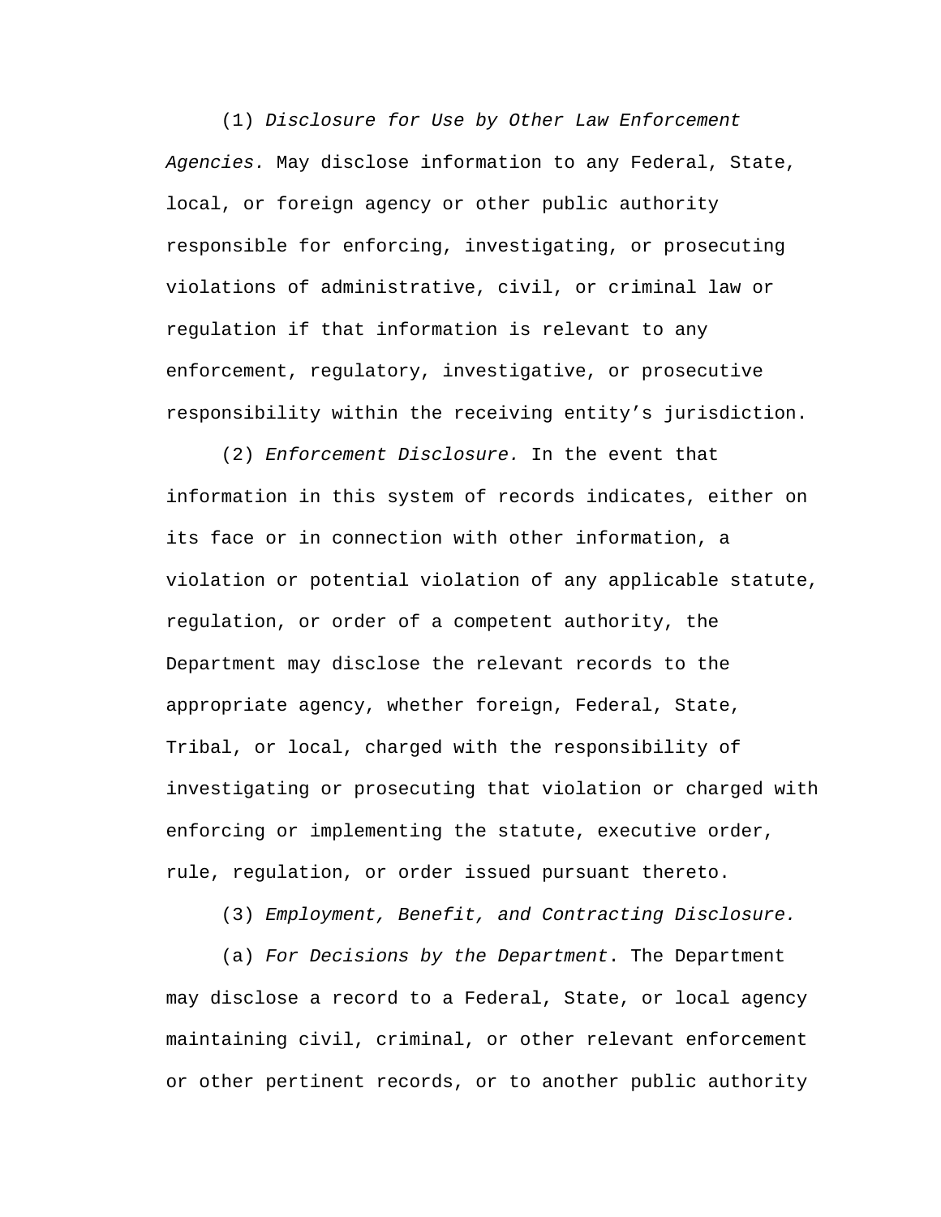(1) *Disclosure for Use by Other Law Enforcement Agencies.* May disclose information to any Federal, State, local, or foreign agency or other public authority responsible for enforcing, investigating, or prosecuting violations of administrative, civil, or criminal law or regulation if that information is relevant to any enforcement, regulatory, investigative, or prosecutive responsibility within the receiving entity's jurisdiction.

(2) *Enforcement Disclosure.* In the event that information in this system of records indicates, either on its face or in connection with other information, a violation or potential violation of any applicable statute, regulation, or order of a competent authority, the Department may disclose the relevant records to the appropriate agency, whether foreign, Federal, State, Tribal, or local, charged with the responsibility of investigating or prosecuting that violation or charged with enforcing or implementing the statute, executive order, rule, regulation, or order issued pursuant thereto.

(3) *Employment, Benefit, and Contracting Disclosure.*

(a) *For Decisions by the Department*. The Department may disclose a record to a Federal, State, or local agency maintaining civil, criminal, or other relevant enforcement or other pertinent records, or to another public authority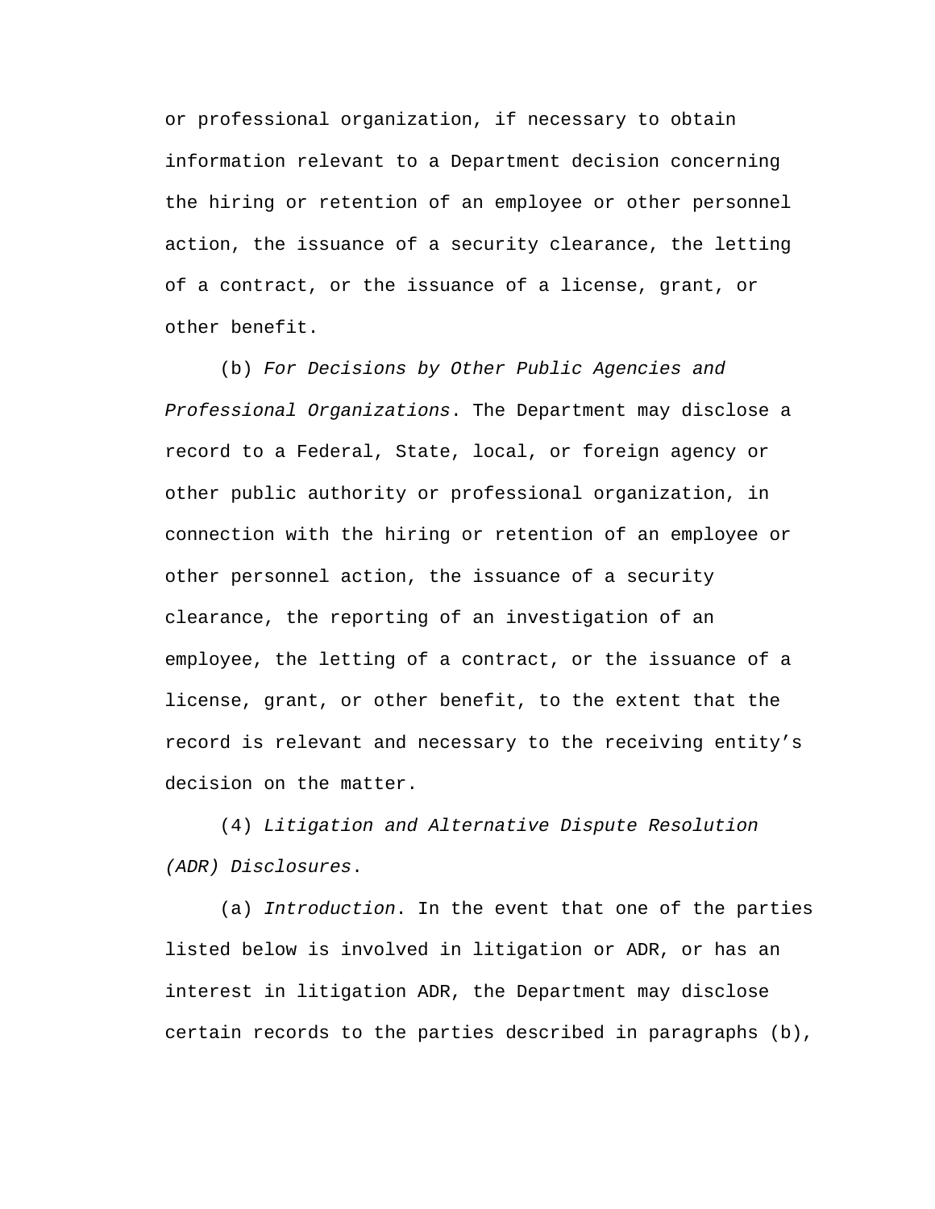or professional organization, if necessary to obtain information relevant to a Department decision concerning the hiring or retention of an employee or other personnel action, the issuance of a security clearance, the letting of a contract, or the issuance of a license, grant, or other benefit.

(b) *For Decisions by Other Public Agencies and Professional Organizations*. The Department may disclose a record to a Federal, State, local, or foreign agency or other public authority or professional organization, in connection with the hiring or retention of an employee or other personnel action, the issuance of a security clearance, the reporting of an investigation of an employee, the letting of a contract, or the issuance of a license, grant, or other benefit, to the extent that the record is relevant and necessary to the receiving entity's decision on the matter.

(4) *Litigation and Alternative Dispute Resolution (ADR) Disclosures*.

(a) *Introduction*. In the event that one of the parties listed below is involved in litigation or ADR, or has an interest in litigation ADR, the Department may disclose certain records to the parties described in paragraphs (b),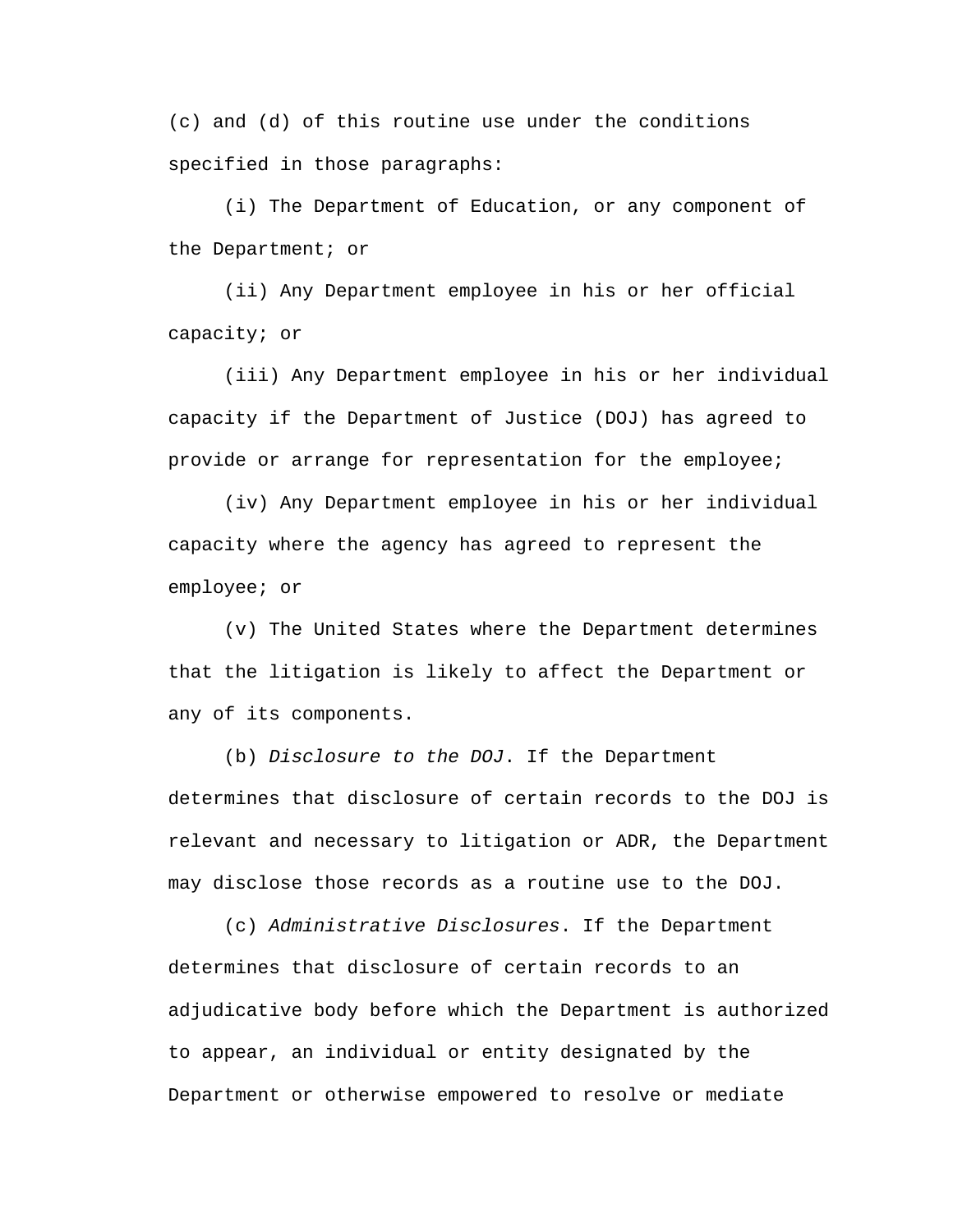(c) and (d) of this routine use under the conditions specified in those paragraphs:

(i) The Department of Education, or any component of the Department; or

(ii) Any Department employee in his or her official capacity; or

(iii) Any Department employee in his or her individual capacity if the Department of Justice (DOJ) has agreed to provide or arrange for representation for the employee;

(iv) Any Department employee in his or her individual capacity where the agency has agreed to represent the employee; or

(v) The United States where the Department determines that the litigation is likely to affect the Department or any of its components.

(b) *Disclosure to the DOJ*. If the Department determines that disclosure of certain records to the DOJ is relevant and necessary to litigation or ADR, the Department may disclose those records as a routine use to the DOJ.

(c) *Administrative Disclosures*. If the Department determines that disclosure of certain records to an adjudicative body before which the Department is authorized to appear, an individual or entity designated by the Department or otherwise empowered to resolve or mediate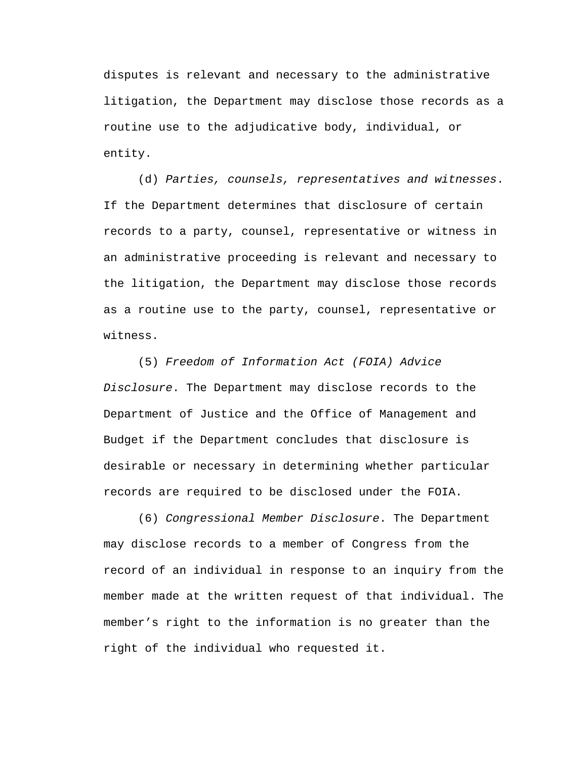disputes is relevant and necessary to the administrative litigation, the Department may disclose those records as a routine use to the adjudicative body, individual, or entity.

(d) *Parties, counsels, representatives and witnesses*. If the Department determines that disclosure of certain records to a party, counsel, representative or witness in an administrative proceeding is relevant and necessary to the litigation, the Department may disclose those records as a routine use to the party, counsel, representative or witness.

(5) *Freedom of Information Act (FOIA) Advice Disclosure*. The Department may disclose records to the Department of Justice and the Office of Management and Budget if the Department concludes that disclosure is desirable or necessary in determining whether particular records are required to be disclosed under the FOIA.

(6) *Congressional Member Disclosure*. The Department may disclose records to a member of Congress from the record of an individual in response to an inquiry from the member made at the written request of that individual. The member’s right to the information is no greater than the right of the individual who requested it.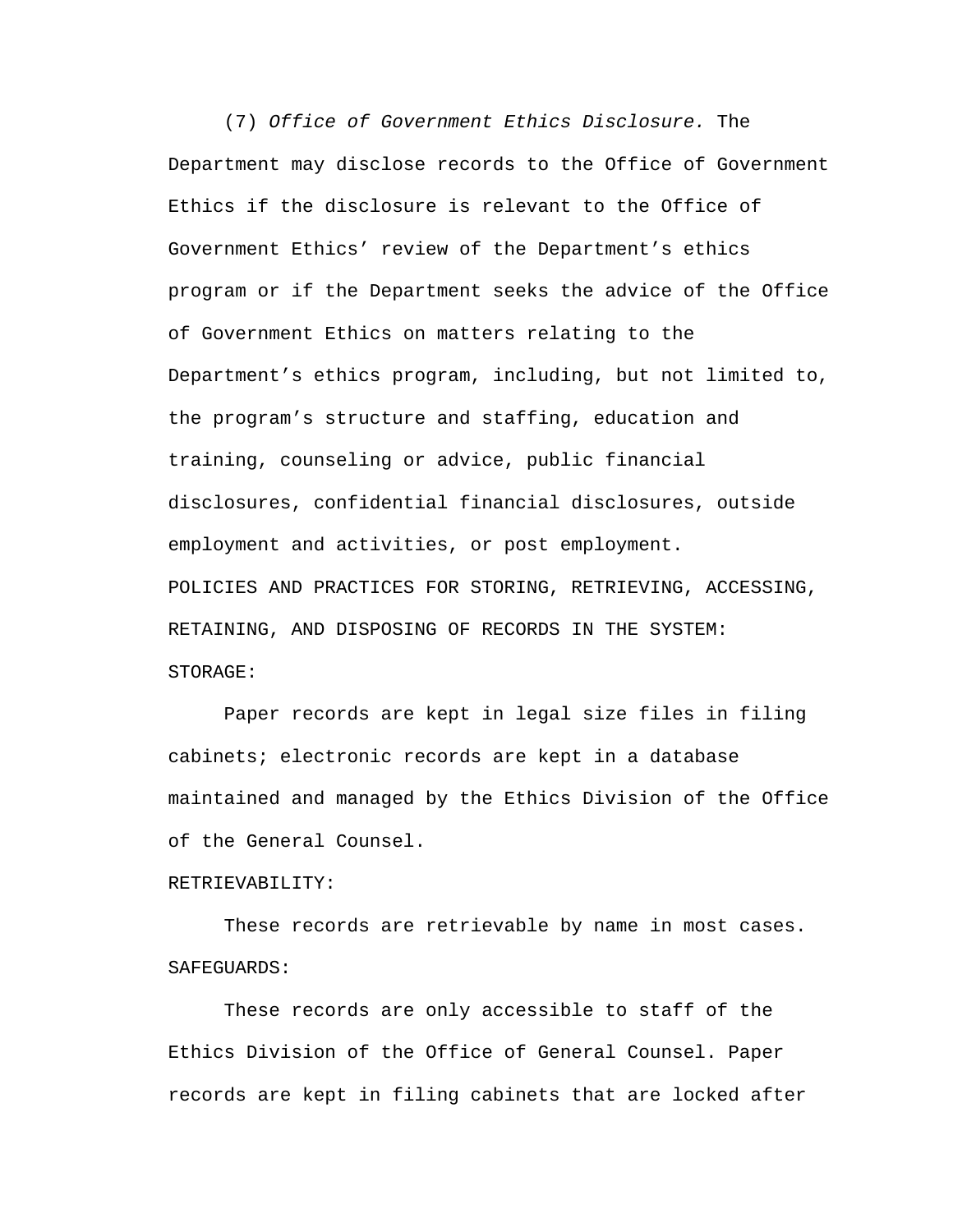(7) *Office of Government Ethics Disclosure.* The Department may disclose records to the Office of Government Ethics if the disclosure is relevant to the Office of Government Ethics' review of the Department's ethics program or if the Department seeks the advice of the Office of Government Ethics on matters relating to the Department's ethics program, including, but not limited to, the program's structure and staffing, education and training, counseling or advice, public financial disclosures, confidential financial disclosures, outside employment and activities, or post employment.

POLICIES AND PRACTICES FOR STORING, RETRIEVING, ACCESSING, RETAINING, AND DISPOSING OF RECORDS IN THE SYSTEM:

STORAGE:

Paper records are kept in legal size files in filing cabinets; electronic records are kept in a database maintained and managed by the Ethics Division of the Office of the General Counsel.

RETRIEVABILITY:

These records are retrievable by name in most cases.

SAFEGUARDS:

These records are only accessible to staff of the Ethics Division of the Office of General Counsel. Paper records are kept in filing cabinets that are locked after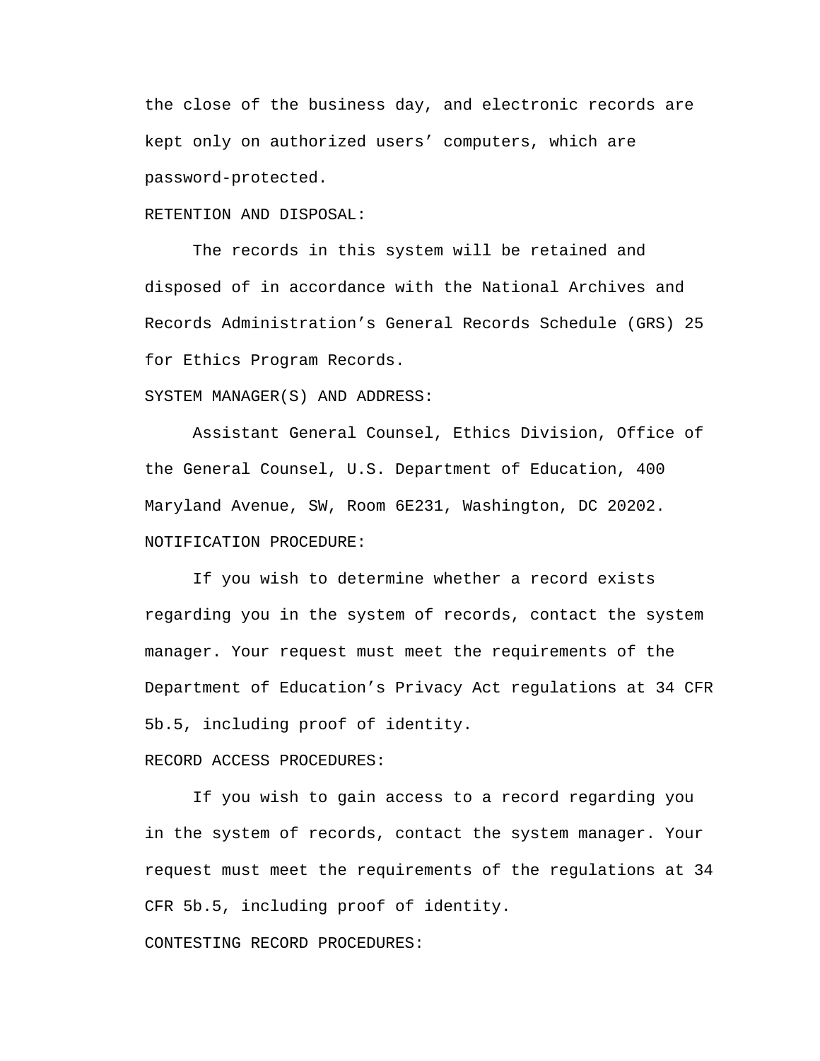the close of the business day, and electronic records are kept only on authorized users’ computers, which are password-protected.

RETENTION AND DISPOSAL:

The records in this system will be retained and disposed of in accordance with the National Archives and Records Administration’s General Records Schedule (GRS) 25 for Ethics Program Records.

SYSTEM MANAGER(S) AND ADDRESS:

Assistant General Counsel, Ethics Division, Office of the General Counsel, U.S. Department of Education, 400 Maryland Avenue, SW, Room 6E231, Washington, DC 20202.

NOTIFICATION PROCEDURE:

If you wish to determine whether a record exists regarding you in the system of records, contact the system manager. Your request must meet the requirements of the Department of Education’s Privacy Act regulations at 34 CFR 5b.5, including proof of identity.

RECORD ACCESS PROCEDURES:

If you wish to gain access to a record regarding you in the system of records, contact the system manager. Your request must meet the requirements of the regulations at 34 CFR 5b.5, including proof of identity.

CONTESTING RECORD PROCEDURES: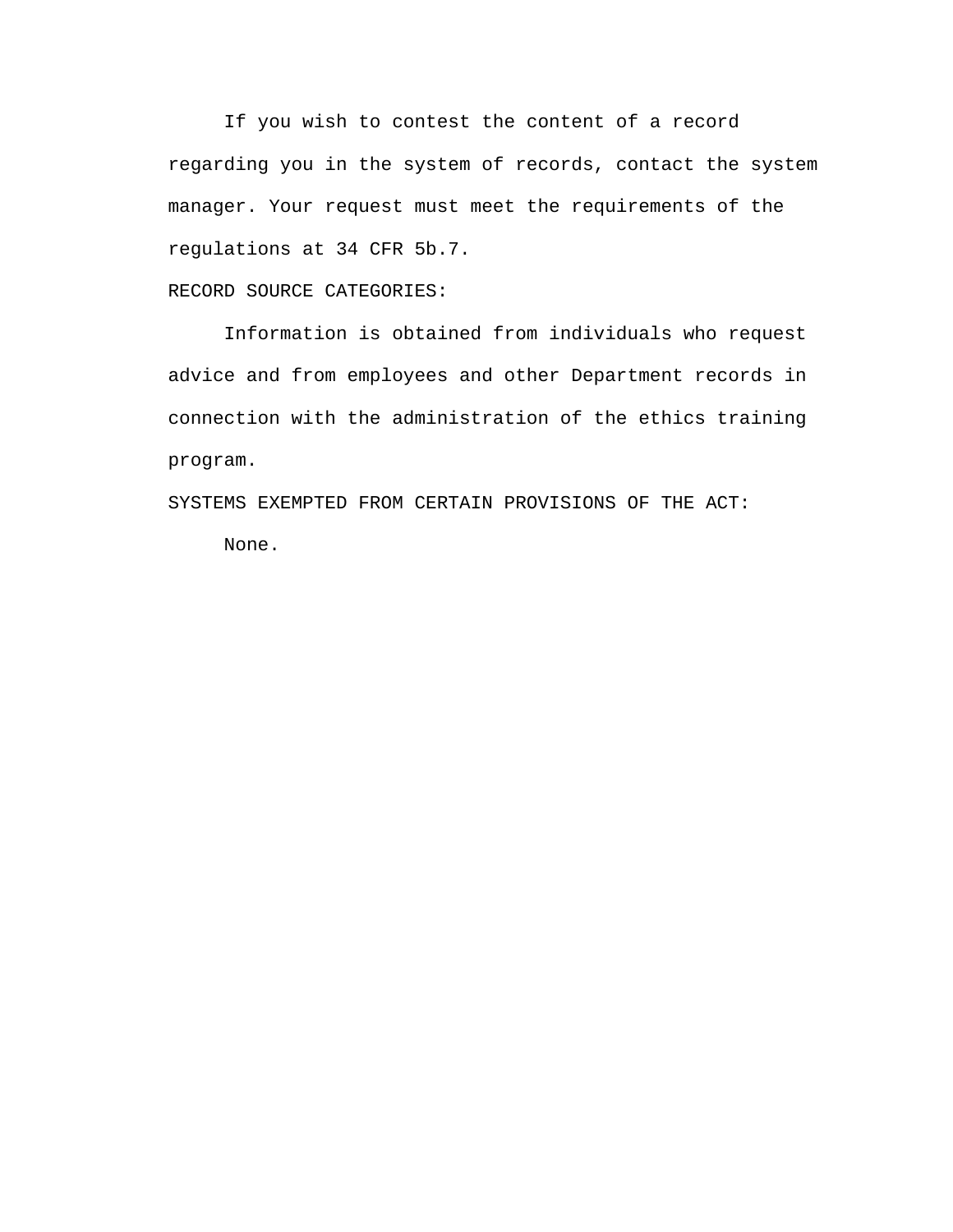If you wish to contest the content of a record regarding you in the system of records, contact the system manager. Your request must meet the requirements of the regulations at 34 CFR 5b.7.

RECORD SOURCE CATEGORIES:

Information is obtained from individuals who request advice and from employees and other Department records in connection with the administration of the ethics training program.

SYSTEMS EXEMPTED FROM CERTAIN PROVISIONS OF THE ACT:

None.